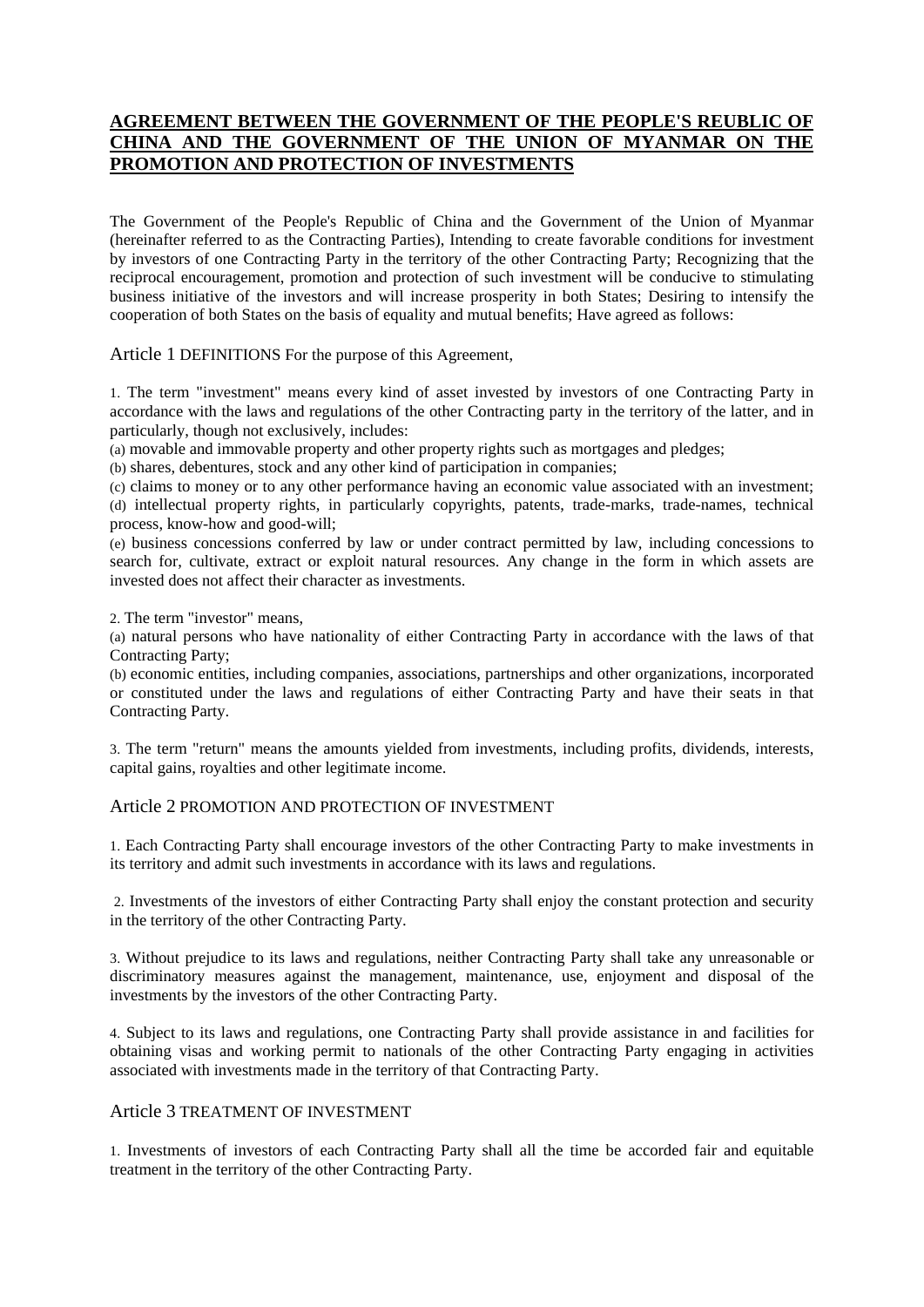# AGREEMENT BETWEEN THE GOVERNMENT OF THE PEOPLE'S REUBLIC OF CHINA AND THE GOVERNMENT OF THE UNION OF MYANMAR ON THE PROMOTION AND PROTECTION OF INVESTMENTS

The Government of the People's Republic of China and the Government of the Union of Myanmar (hereinafter referred to as the Contracting Parties), Intending to create favorable conditions for investment by investors of one Contracting Party in the territory of the other Contracting Party; Recognizing that the reciprocal encouragement, promotion and protection of such investment will be conducive to stimulating business initiative of the investors and will increase prosperity in both States; Desiring to intensify the cooperation of both States on the basis of equality and mutual benefits; Have agreed as follows:

## Article 1 DEFINITIONS For the purpose of this Agreement,

1. The term "investment" means every kind of asset invested by investors of one Contracting Party in accordance with the laws and regulations of the other Contracting party in the territory of the latter, and in particularly, though not exclusively, includes:
(a) movable and immovable property and other property rights such as mortgages and pledges;
(b) shares, debentures, stock and any other kind of participation in companies;
(c) claims to money or to any other performance having an economic value associated with an investment;
(d) intellectual property rights, in particularly copyrights, patents, trade-marks, trade-names, technical process, know-how and good-will;
(e) business concessions conferred by law or under contract permitted by law, including concessions to search for, cultivate, extract or exploit natural resources. Any change in the form in which assets are invested does not affect their character as investments.

2. The term "investor" means,
(a) natural persons who have nationality of either Contracting Party in accordance with the laws of that Contracting Party;
(b) economic entities, including companies, associations, partnerships and other organizations, incorporated or constituted under the laws and regulations of either Contracting Party and have their seats in that Contracting Party.

3. The term "return" means the amounts yielded from investments, including profits, dividends, interests, capital gains, royalties and other legitimate income.

## Article 2 PROMOTION AND PROTECTION OF INVESTMENT

1. Each Contracting Party shall encourage investors of the other Contracting Party to make investments in its territory and admit such investments in accordance with its laws and regulations.

2. Investments of the investors of either Contracting Party shall enjoy the constant protection and security in the territory of the other Contracting Party.

3. Without prejudice to its laws and regulations, neither Contracting Party shall take any unreasonable or discriminatory measures against the management, maintenance, use, enjoyment and disposal of the investments by the investors of the other Contracting Party.

4. Subject to its laws and regulations, one Contracting Party shall provide assistance in and facilities for obtaining visas and working permit to nationals of the other Contracting Party engaging in activities associated with investments made in the territory of that Contracting Party.

## Article 3 TREATMENT OF INVESTMENT

1. Investments of investors of each Contracting Party shall all the time be accorded fair and equitable treatment in the territory of the other Contracting Party.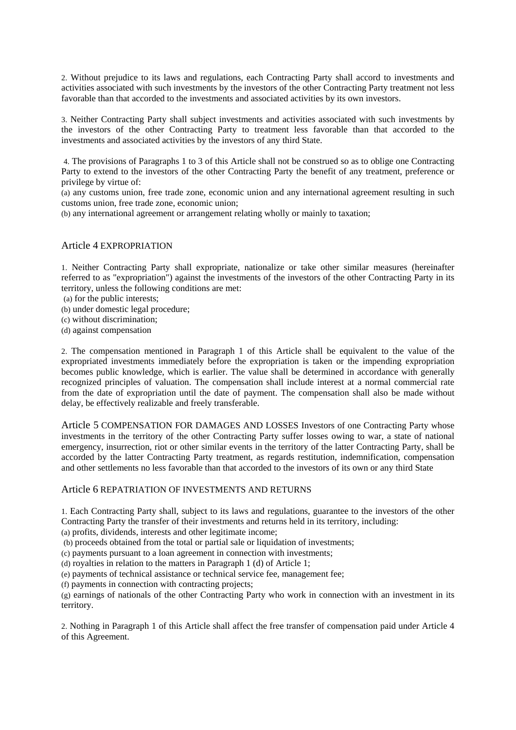2. Without prejudice to its laws and regulations, each Contracting Party shall accord to investments and activities associated with such investments by the investors of the other Contracting Party treatment not less favorable than that accorded to the investments and associated activities by its own investors.

3. Neither Contracting Party shall subject investments and activities associated with such investments by the investors of the other Contracting Party to treatment less favorable than that accorded to the investments and associated activities by the investors of any third State.

4. The provisions of Paragraphs 1 to 3 of this Article shall not be construed so as to oblige one Contracting Party to extend to the investors of the other Contracting Party the benefit of any treatment, preference or privilege by virtue of:
(a) any customs union, free trade zone, economic union and any international agreement resulting in such customs union, free trade zone, economic union;
(b) any international agreement or arrangement relating wholly or mainly to taxation;

## Article 4 EXPROPRIATION

1. Neither Contracting Party shall expropriate, nationalize or take other similar measures (hereinafter referred to as "expropriation") against the investments of the investors of the other Contracting Party in its territory, unless the following conditions are met:
(a) for the public interests;
(b) under domestic legal procedure;
(c) without discrimination;
(d) against compensation

2. The compensation mentioned in Paragraph 1 of this Article shall be equivalent to the value of the expropriated investments immediately before the expropriation is taken or the impending expropriation becomes public knowledge, which is earlier. The value shall be determined in accordance with generally recognized principles of valuation. The compensation shall include interest at a normal commercial rate from the date of expropriation until the date of payment. The compensation shall also be made without delay, be effectively realizable and freely transferable.

## Article 5 COMPENSATION FOR DAMAGES AND LOSSES

Investors of one Contracting Party whose investments in the territory of the other Contracting Party suffer losses owing to war, a state of national emergency, insurrection, riot or other similar events in the territory of the latter Contracting Party, shall be accorded by the latter Contracting Party treatment, as regards restitution, indemnification, compensation and other settlements no less favorable than that accorded to the investors of its own or any third State

## Article 6 REPATRIATION OF INVESTMENTS AND RETURNS

1. Each Contracting Party shall, subject to its laws and regulations, guarantee to the investors of the other Contracting Party the transfer of their investments and returns held in its territory, including:
(a) profits, dividends, interests and other legitimate income;
(b) proceeds obtained from the total or partial sale or liquidation of investments;
(c) payments pursuant to a loan agreement in connection with investments;
(d) royalties in relation to the matters in Paragraph 1 (d) of Article 1;
(e) payments of technical assistance or technical service fee, management fee;
(f) payments in connection with contracting projects;
(g) earnings of nationals of the other Contracting Party who work in connection with an investment in its territory.

2. Nothing in Paragraph 1 of this Article shall affect the free transfer of compensation paid under Article 4 of this Agreement.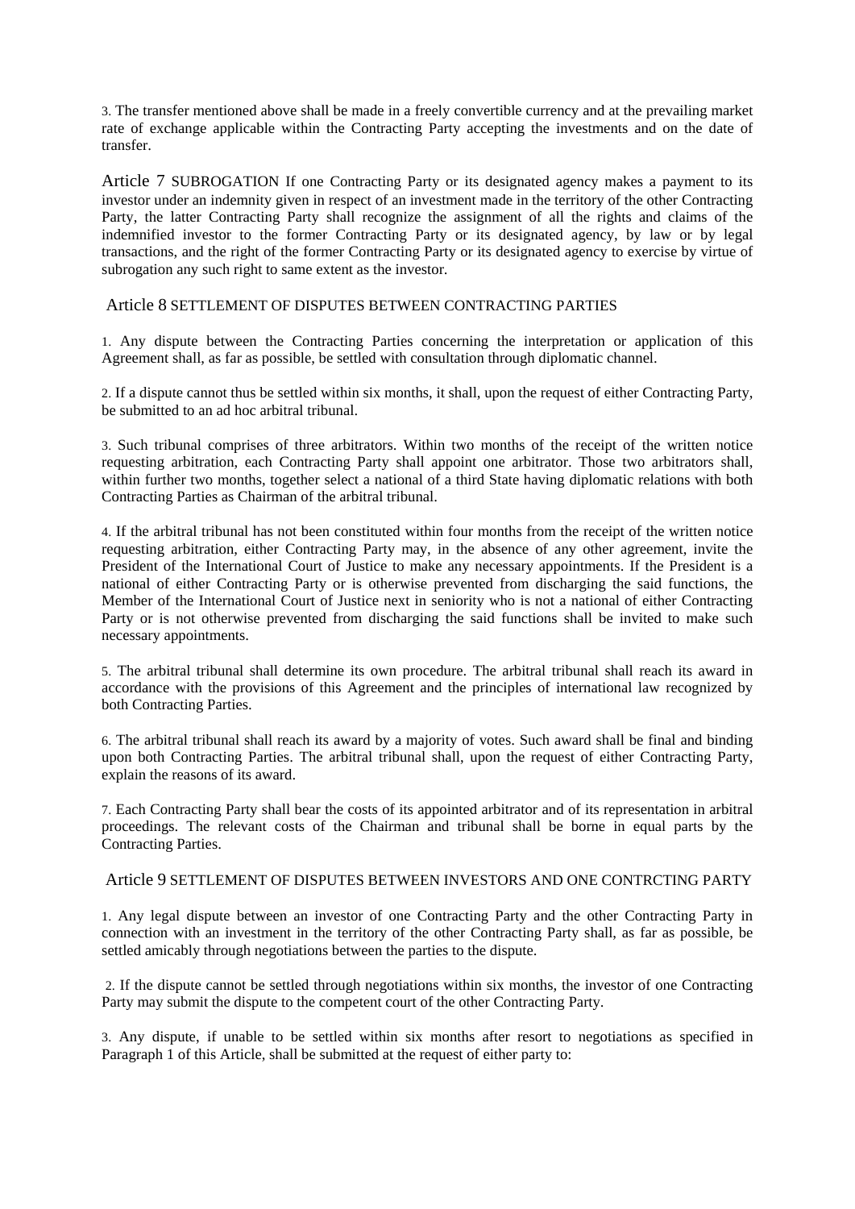3. The transfer mentioned above shall be made in a freely convertible currency and at the prevailing market rate of exchange applicable within the Contracting Party accepting the investments and on the date of transfer.

## Article 7 SUBROGATION

If one Contracting Party or its designated agency makes a payment to its investor under an indemnity given in respect of an investment made in the territory of the other Contracting Party, the latter Contracting Party shall recognize the assignment of all the rights and claims of the indemnified investor to the former Contracting Party or its designated agency, by law or by legal transactions, and the right of the former Contracting Party or its designated agency to exercise by virtue of subrogation any such right to same extent as the investor.

## Article 8 SETTLEMENT OF DISPUTES BETWEEN CONTRACTING PARTIES

1. Any dispute between the Contracting Parties concerning the interpretation or application of this Agreement shall, as far as possible, be settled with consultation through diplomatic channel.

2. If a dispute cannot thus be settled within six months, it shall, upon the request of either Contracting Party, be submitted to an ad hoc arbitral tribunal.

3. Such tribunal comprises of three arbitrators. Within two months of the receipt of the written notice requesting arbitration, each Contracting Party shall appoint one arbitrator. Those two arbitrators shall, within further two months, together select a national of a third State having diplomatic relations with both Contracting Parties as Chairman of the arbitral tribunal.

4. If the arbitral tribunal has not been constituted within four months from the receipt of the written notice requesting arbitration, either Contracting Party may, in the absence of any other agreement, invite the President of the International Court of Justice to make any necessary appointments. If the President is a national of either Contracting Party or is otherwise prevented from discharging the said functions, the Member of the International Court of Justice next in seniority who is not a national of either Contracting Party or is not otherwise prevented from discharging the said functions shall be invited to make such necessary appointments.

5. The arbitral tribunal shall determine its own procedure. The arbitral tribunal shall reach its award in accordance with the provisions of this Agreement and the principles of international law recognized by both Contracting Parties.

6. The arbitral tribunal shall reach its award by a majority of votes. Such award shall be final and binding upon both Contracting Parties. The arbitral tribunal shall, upon the request of either Contracting Party, explain the reasons of its award.

7. Each Contracting Party shall bear the costs of its appointed arbitrator and of its representation in arbitral proceedings. The relevant costs of the Chairman and tribunal shall be borne in equal parts by the Contracting Parties.

## Article 9 SETTLEMENT OF DISPUTES BETWEEN INVESTORS AND ONE CONTRCTING PARTY

1. Any legal dispute between an investor of one Contracting Party and the other Contracting Party in connection with an investment in the territory of the other Contracting Party shall, as far as possible, be settled amicably through negotiations between the parties to the dispute.

2. If the dispute cannot be settled through negotiations within six months, the investor of one Contracting Party may submit the dispute to the competent court of the other Contracting Party.

3. Any dispute, if unable to be settled within six months after resort to negotiations as specified in Paragraph 1 of this Article, shall be submitted at the request of either party to: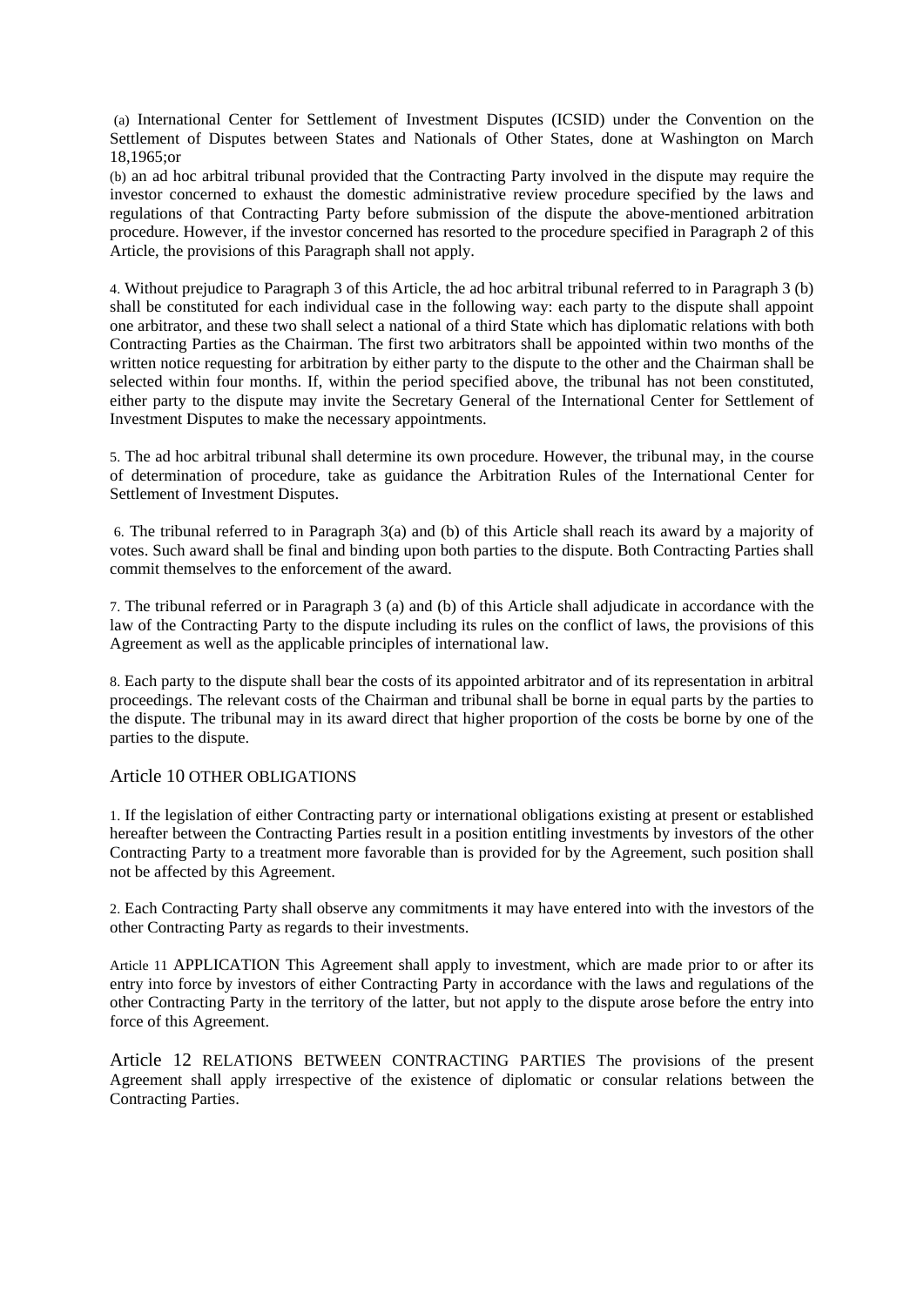(a) International Center for Settlement of Investment Disputes (ICSID) under the Convention on the Settlement of Disputes between States and Nationals of Other States, done at Washington on March 18,1965;or

(b) an ad hoc arbitral tribunal provided that the Contracting Party involved in the dispute may require the investor concerned to exhaust the domestic administrative review procedure specified by the laws and regulations of that Contracting Party before submission of the dispute the above-mentioned arbitration procedure. However, if the investor concerned has resorted to the procedure specified in Paragraph 2 of this Article, the provisions of this Paragraph shall not apply.

4. Without prejudice to Paragraph 3 of this Article, the ad hoc arbitral tribunal referred to in Paragraph 3 (b) shall be constituted for each individual case in the following way: each party to the dispute shall appoint one arbitrator, and these two shall select a national of a third State which has diplomatic relations with both Contracting Parties as the Chairman. The first two arbitrators shall be appointed within two months of the written notice requesting for arbitration by either party to the dispute to the other and the Chairman shall be selected within four months. If, within the period specified above, the tribunal has not been constituted, either party to the dispute may invite the Secretary General of the International Center for Settlement of Investment Disputes to make the necessary appointments.

5. The ad hoc arbitral tribunal shall determine its own procedure. However, the tribunal may, in the course of determination of procedure, take as guidance the Arbitration Rules of the International Center for Settlement of Investment Disputes.

6. The tribunal referred to in Paragraph 3(a) and (b) of this Article shall reach its award by a majority of votes. Such award shall be final and binding upon both parties to the dispute. Both Contracting Parties shall commit themselves to the enforcement of the award.

7. The tribunal referred or in Paragraph 3 (a) and (b) of this Article shall adjudicate in accordance with the law of the Contracting Party to the dispute including its rules on the conflict of laws, the provisions of this Agreement as well as the applicable principles of international law.

8. Each party to the dispute shall bear the costs of its appointed arbitrator and of its representation in arbitral proceedings. The relevant costs of the Chairman and tribunal shall be borne in equal parts by the parties to the dispute. The tribunal may in its award direct that higher proportion of the costs be borne by one of the parties to the dispute.

## Article 10 OTHER OBLIGATIONS

1. If the legislation of either Contracting party or international obligations existing at present or established hereafter between the Contracting Parties result in a position entitling investments by investors of the other Contracting Party to a treatment more favorable than is provided for by the Agreement, such position shall not be affected by this Agreement.

2. Each Contracting Party shall observe any commitments it may have entered into with the investors of the other Contracting Party as regards to their investments.

Article 11 APPLICATION This Agreement shall apply to investment, which are made prior to or after its entry into force by investors of either Contracting Party in accordance with the laws and regulations of the other Contracting Party in the territory of the latter, but not apply to the dispute arose before the entry into force of this Agreement.

Article 12 RELATIONS BETWEEN CONTRACTING PARTIES The provisions of the present Agreement shall apply irrespective of the existence of diplomatic or consular relations between the Contracting Parties.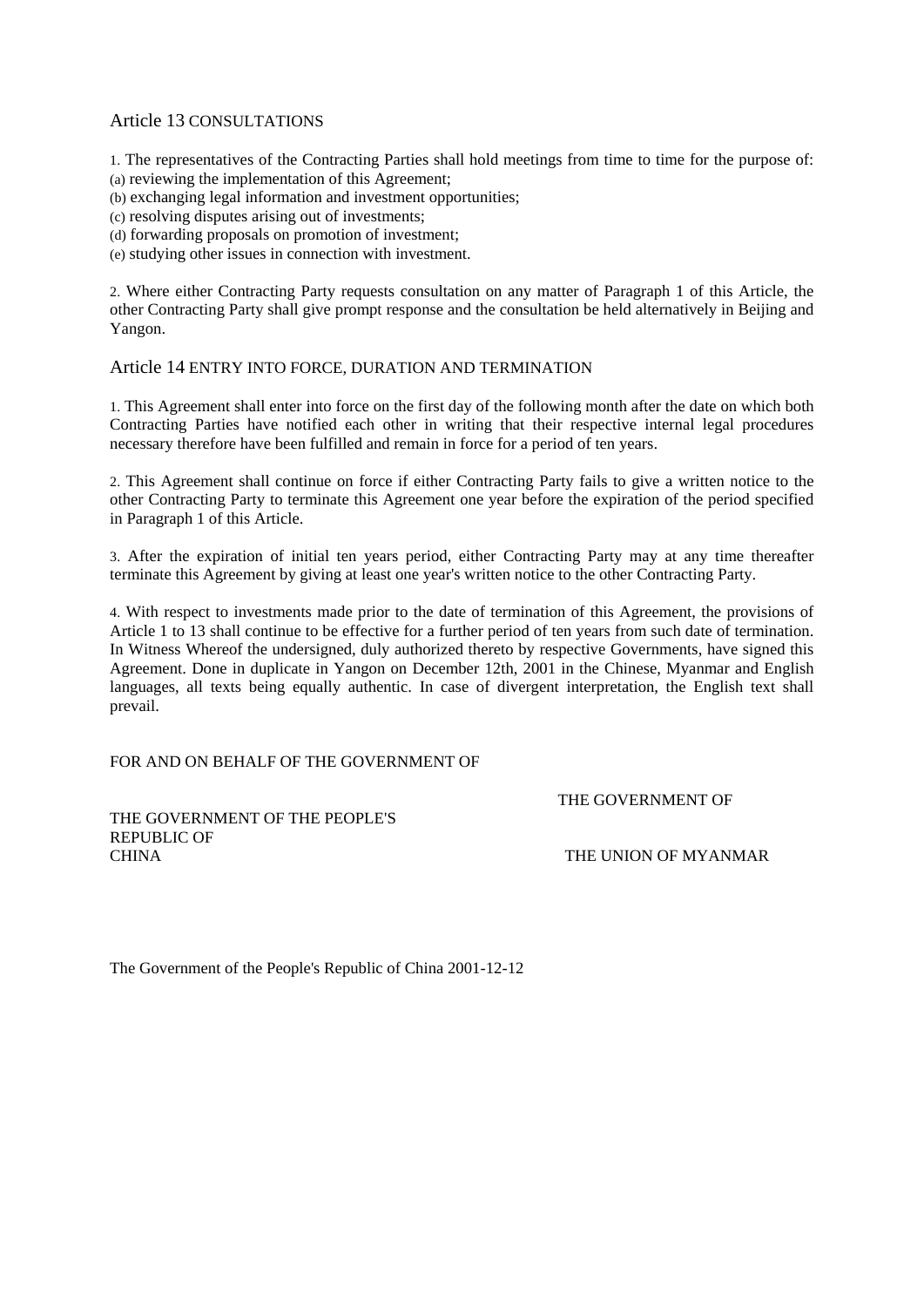## Article 13 CONSULTATIONS

1. The representatives of the Contracting Parties shall hold meetings from time to time for the purpose of:
(a) reviewing the implementation of this Agreement;
(b) exchanging legal information and investment opportunities;
(c) resolving disputes arising out of investments;
(d) forwarding proposals on promotion of investment;
(e) studying other issues in connection with investment.

2. Where either Contracting Party requests consultation on any matter of Paragraph 1 of this Article, the other Contracting Party shall give prompt response and the consultation be held alternatively in Beijing and Yangon.

## Article 14 ENTRY INTO FORCE, DURATION AND TERMINATION

1. This Agreement shall enter into force on the first day of the following month after the date on which both Contracting Parties have notified each other in writing that their respective internal legal procedures necessary therefore have been fulfilled and remain in force for a period of ten years.

2. This Agreement shall continue on force if either Contracting Party fails to give a written notice to the other Contracting Party to terminate this Agreement one year before the expiration of the period specified in Paragraph 1 of this Article.

3. After the expiration of initial ten years period, either Contracting Party may at any time thereafter terminate this Agreement by giving at least one year's written notice to the other Contracting Party.

4. With respect to investments made prior to the date of termination of this Agreement, the provisions of Article 1 to 13 shall continue to be effective for a further period of ten years from such date of termination. In Witness Whereof the undersigned, duly authorized thereto by respective Governments, have signed this Agreement. Done in duplicate in Yangon on December 12th, 2001 in the Chinese, Myanmar and English languages, all texts being equally authentic. In case of divergent interpretation, the English text shall prevail.

FOR AND ON BEHALF OF THE GOVERNMENT OF

THE GOVERNMENT OF THE PEOPLE'S REPUBLIC OF CHINA

THE GOVERNMENT OF THE UNION OF MYANMAR

The Government of the People's Republic of China 2001-12-12